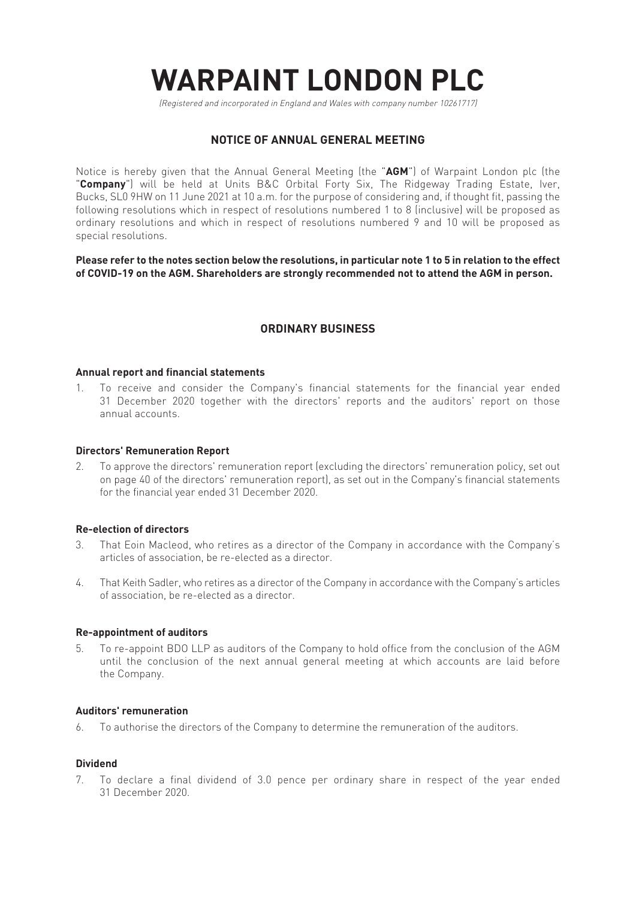# WARPAINT LONDON PLC

*(Registered and incorporated in England and Wales with company number 10261717)*

## NOTICE OF ANNUAL GENERAL MEETING

Notice is hereby given that the Annual General Meeting (the "**AGM**") of Warpaint London plc (the "**Company**") will be held at Units B&C Orbital Forty Six, The Ridgeway Trading Estate, Iver, Bucks, SL0 9HW on 11 June 2021 at 10 a.m. for the purpose of considering and, if thought fit, passing the following resolutions which in respect of resolutions numbered 1 to 8 (inclusive) will be proposed as ordinary resolutions and which in respect of resolutions numbered 9 and 10 will be proposed as special resolutions.

**Please refer to the notes section below the resolutions, in particular note 1 to 5 in relation to the effect of COVID-19 on the AGM. Shareholders are strongly recommended not to attend the AGM in person.**

## ORDINARY BUSINESS

### Annual report and financial statements

1. To receive and consider the Company's financial statements for the financial year ended 31 December 2020 together with the directors' reports and the auditors' report on those annual accounts.

### Directors' Remuneration Report

2. To approve the directors' remuneration report (excluding the directors' remuneration policy, set out on page 40 of the directors' remuneration report), as set out in the Company's financial statements for the financial year ended 31 December 2020.

### Re-election of directors

3. That Eoin Macleod, who retires as a director of the Company in accordance with the Company's articles of association, be re-elected as a director.

4. That Keith Sadler, who retires as a director of the Company in accordance with the Company's articles of association, be re-elected as a director.

### Re-appointment of auditors

5. To re-appoint BDO LLP as auditors of the Company to hold office from the conclusion of the AGM until the conclusion of the next annual general meeting at which accounts are laid before the Company.

### Auditors' remuneration

6. To authorise the directors of the Company to determine the remuneration of the auditors.

### Dividend

7. To declare a final dividend of 3.0 pence per ordinary share in respect of the year ended 31 December 2020.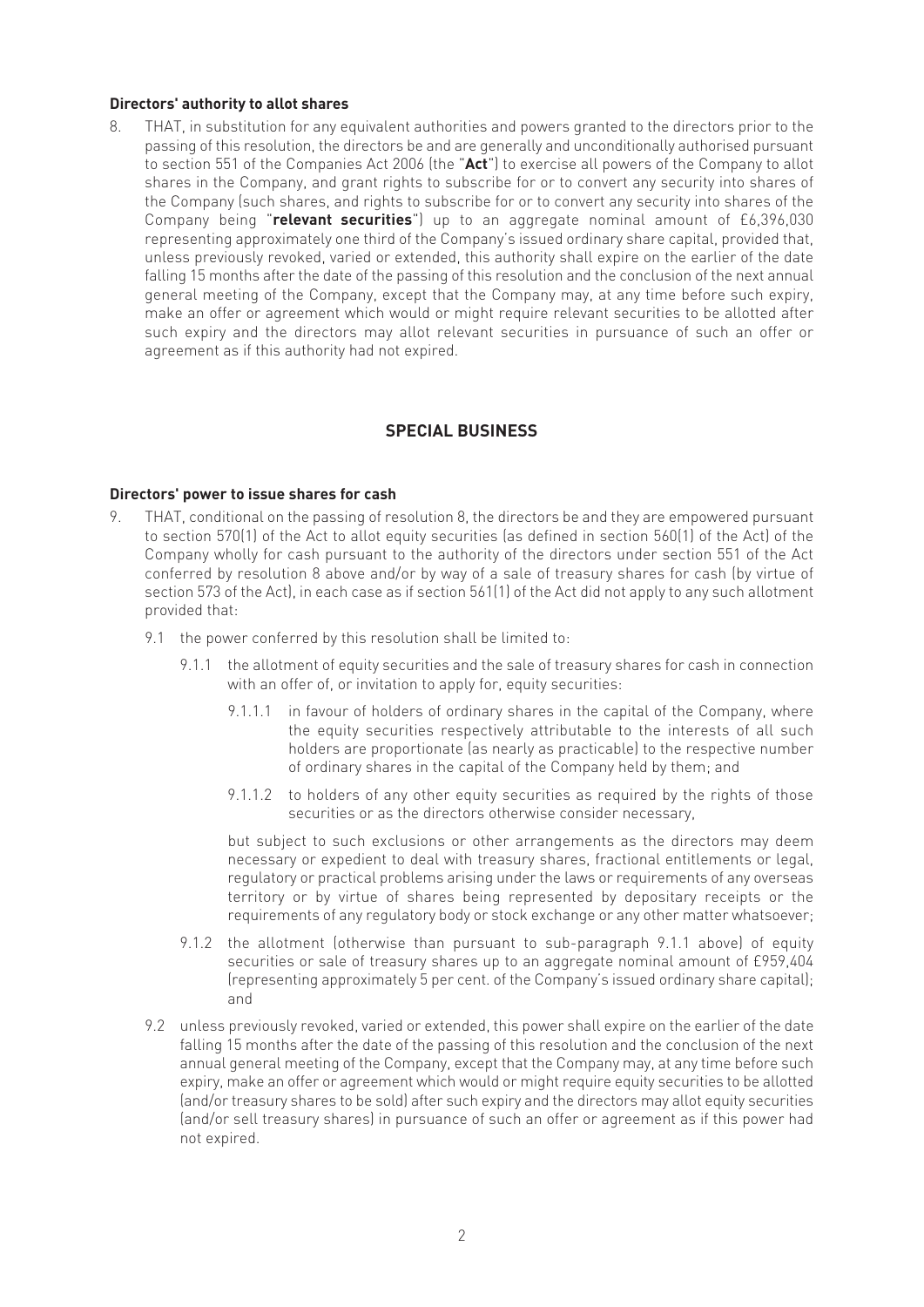**Directors' authority to allot shares**

8. THAT, in substitution for any equivalent authorities and powers granted to the directors prior to the passing of this resolution, the directors be and are generally and unconditionally authorised pursuant to section 551 of the Companies Act 2006 (the "**Act**") to exercise all powers of the Company to allot shares in the Company, and grant rights to subscribe for or to convert any security into shares of the Company (such shares, and rights to subscribe for or to convert any security into shares of the Company being "**relevant securities**") up to an aggregate nominal amount of £6,396,030 representing approximately one third of the Company's issued ordinary share capital, provided that, unless previously revoked, varied or extended, this authority shall expire on the earlier of the date falling 15 months after the date of the passing of this resolution and the conclusion of the next annual general meeting of the Company, except that the Company may, at any time before such expiry, make an offer or agreement which would or might require relevant securities to be allotted after such expiry and the directors may allot relevant securities in pursuance of such an offer or agreement as if this authority had not expired.

## SPECIAL BUSINESS

**Directors' power to issue shares for cash**

9. THAT, conditional on the passing of resolution 8, the directors be and they are empowered pursuant to section 570(1) of the Act to allot equity securities (as defined in section 560(1) of the Act) of the Company wholly for cash pursuant to the authority of the directors under section 551 of the Act conferred by resolution 8 above and/or by way of a sale of treasury shares for cash (by virtue of section 573 of the Act), in each case as if section 561(1) of the Act did not apply to any such allotment provided that:

   9.1 the power conferred by this resolution shall be limited to:

      9.1.1 the allotment of equity securities and the sale of treasury shares for cash in connection with an offer of, or invitation to apply for, equity securities:

         9.1.1.1 in favour of holders of ordinary shares in the capital of the Company, where the equity securities respectively attributable to the interests of all such holders are proportionate (as nearly as practicable) to the respective number of ordinary shares in the capital of the Company held by them; and

         9.1.1.2 to holders of any other equity securities as required by the rights of those securities or as the directors otherwise consider necessary,

      but subject to such exclusions or other arrangements as the directors may deem necessary or expedient to deal with treasury shares, fractional entitlements or legal, regulatory or practical problems arising under the laws or requirements of any overseas territory or by virtue of shares being represented by depositary receipts or the requirements of any regulatory body or stock exchange or any other matter whatsoever;

      9.1.2 the allotment (otherwise than pursuant to sub-paragraph 9.1.1 above) of equity securities or sale of treasury shares up to an aggregate nominal amount of £959,404 (representing approximately 5 per cent. of the Company's issued ordinary share capital); and

   9.2 unless previously revoked, varied or extended, this power shall expire on the earlier of the date falling 15 months after the date of the passing of this resolution and the conclusion of the next annual general meeting of the Company, except that the Company may, at any time before such expiry, make an offer or agreement which would or might require equity securities to be allotted (and/or treasury shares to be sold) after such expiry and the directors may allot equity securities (and/or sell treasury shares) in pursuance of such an offer or agreement as if this power had not expired.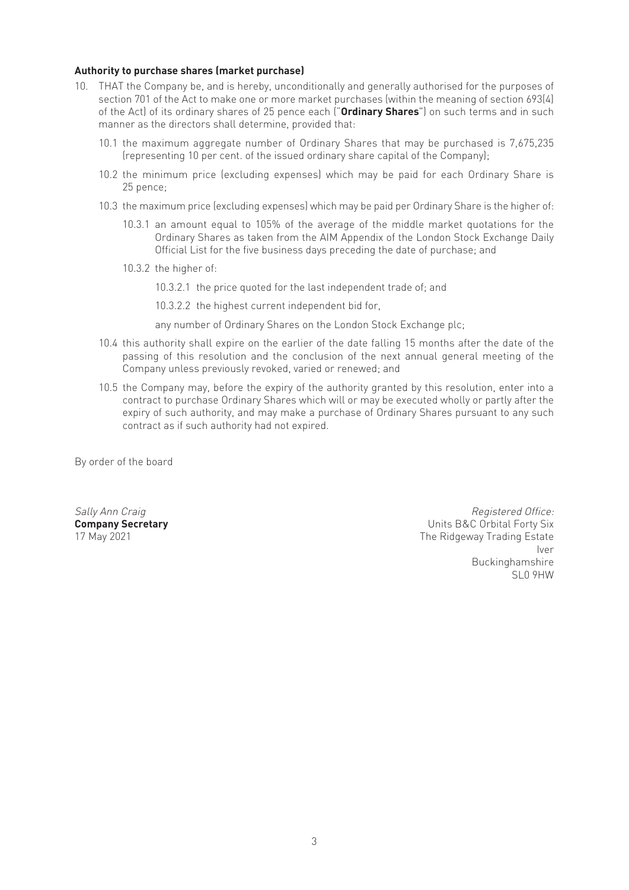**Authority to purchase shares (market purchase)**

10. THAT the Company be, and is hereby, unconditionally and generally authorised for the purposes of section 701 of the Act to make one or more market purchases (within the meaning of section 693(4) of the Act) of its ordinary shares of 25 pence each ("**Ordinary Shares**") on such terms and in such manner as the directors shall determine, provided that:

    10.1 the maximum aggregate number of Ordinary Shares that may be purchased is 7,675,235 (representing 10 per cent. of the issued ordinary share capital of the Company);

    10.2 the minimum price (excluding expenses) which may be paid for each Ordinary Share is 25 pence;

    10.3 the maximum price (excluding expenses) which may be paid per Ordinary Share is the higher of:

    10.3.1 an amount equal to 105% of the average of the middle market quotations for the Ordinary Shares as taken from the AIM Appendix of the London Stock Exchange Daily Official List for the five business days preceding the date of purchase; and

    10.3.2 the higher of:

    10.3.2.1 the price quoted for the last independent trade of; and

    10.3.2.2 the highest current independent bid for,

    any number of Ordinary Shares on the London Stock Exchange plc;

    10.4 this authority shall expire on the earlier of the date falling 15 months after the date of the passing of this resolution and the conclusion of the next annual general meeting of the Company unless previously revoked, varied or renewed; and

    10.5 the Company may, before the expiry of the authority granted by this resolution, enter into a contract to purchase Ordinary Shares which will or may be executed wholly or partly after the expiry of such authority, and may make a purchase of Ordinary Shares pursuant to any such contract as if such authority had not expired.

By order of the board

*Sally Ann Craig*
**Company Secretary**
17 May 2021

*Registered Office:*
Units B&C Orbital Forty Six
The Ridgeway Trading Estate
Iver
Buckinghamshire
SL0 9HW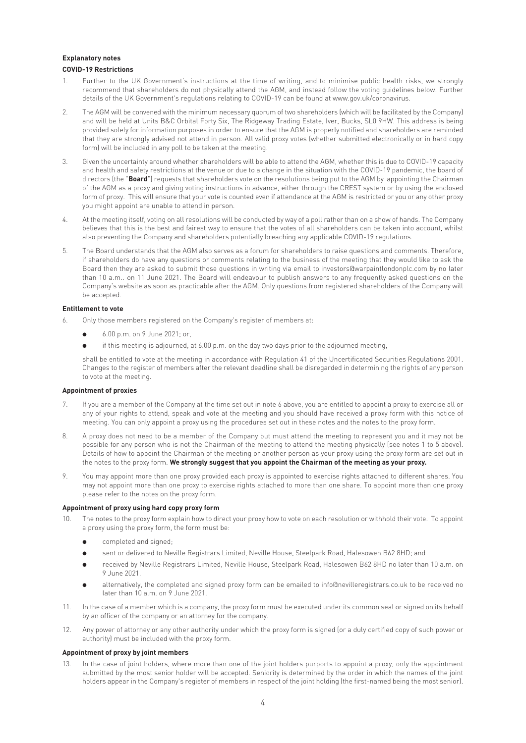**Explanatory notes**

**COVID-19 Restrictions**

1. Further to the UK Government's instructions at the time of writing, and to minimise public health risks, we strongly recommend that shareholders do not physically attend the AGM, and instead follow the voting guidelines below. Further details of the UK Government's regulations relating to COVID-19 can be found at www.gov.uk/coronavirus.

2. The AGM will be convened with the minimum necessary quorum of two shareholders (which will be facilitated by the Company) and will be held at Units B&C Orbital Forty Six, The Ridgeway Trading Estate, Iver, Bucks, SL0 9HW. This address is being provided solely for information purposes in order to ensure that the AGM is properly notified and shareholders are reminded that they are strongly advised not attend in person. All valid proxy votes (whether submitted electronically or in hard copy form) will be included in any poll to be taken at the meeting.

3. Given the uncertainty around whether shareholders will be able to attend the AGM, whether this is due to COVID-19 capacity and health and safety restrictions at the venue or due to a change in the situation with the COVID-19 pandemic, the board of directors (the "**Board**") requests that shareholders vote on the resolutions being put to the AGM by appointing the Chairman of the AGM as a proxy and giving voting instructions in advance, either through the CREST system or by using the enclosed form of proxy. This will ensure that your vote is counted even if attendance at the AGM is restricted or you or any other proxy you might appoint are unable to attend in person.

4. At the meeting itself, voting on all resolutions will be conducted by way of a poll rather than on a show of hands. The Company believes that this is the best and fairest way to ensure that the votes of all shareholders can be taken into account, whilst also preventing the Company and shareholders potentially breaching any applicable COVID-19 regulations.

5. The Board understands that the AGM also serves as a forum for shareholders to raise questions and comments. Therefore, if shareholders do have any questions or comments relating to the business of the meeting that they would like to ask the Board then they are asked to submit those questions in writing via email to investors@warpaintlondonplc.com by no later than 10 a.m.. on 11 June 2021. The Board will endeavour to publish answers to any frequently asked questions on the Company's website as soon as practicable after the AGM. Only questions from registered shareholders of the Company will be accepted.

**Entitlement to vote**

6. Only those members registered on the Company's register of members at:

   - 6.00 p.m. on 9 June 2021; or,
   - if this meeting is adjourned, at 6.00 p.m. on the day two days prior to the adjourned meeting,

   shall be entitled to vote at the meeting in accordance with Regulation 41 of the Uncertificated Securities Regulations 2001. Changes to the register of members after the relevant deadline shall be disregarded in determining the rights of any person to vote at the meeting.

**Appointment of proxies**

7. If you are a member of the Company at the time set out in note 6 above, you are entitled to appoint a proxy to exercise all or any of your rights to attend, speak and vote at the meeting and you should have received a proxy form with this notice of meeting. You can only appoint a proxy using the procedures set out in these notes and the notes to the proxy form.

8. A proxy does not need to be a member of the Company but must attend the meeting to represent you and it may not be possible for any person who is not the Chairman of the meeting to attend the meeting physically (see notes 1 to 5 above). Details of how to appoint the Chairman of the meeting or another person as your proxy using the proxy form are set out in the notes to the proxy form. **We strongly suggest that you appoint the Chairman of the meeting as your proxy.**

9. You may appoint more than one proxy provided each proxy is appointed to exercise rights attached to different shares. You may not appoint more than one proxy to exercise rights attached to more than one share. To appoint more than one proxy please refer to the notes on the proxy form.

**Appointment of proxy using hard copy proxy form**

10. The notes to the proxy form explain how to direct your proxy how to vote on each resolution or withhold their vote. To appoint a proxy using the proxy form, the form must be:

    - completed and signed;
    - sent or delivered to Neville Registrars Limited, Neville House, Steelpark Road, Halesowen B62 8HD; and
    - received by Neville Registrars Limited, Neville House, Steelpark Road, Halesowen B62 8HD no later than 10 a.m. on 9 June 2021.
    - alternatively, the completed and signed proxy form can be emailed to info@nevilleregistrars.co.uk to be received no later than 10 a.m. on 9 June 2021.

11. In the case of a member which is a company, the proxy form must be executed under its common seal or signed on its behalf by an officer of the company or an attorney for the company.

12. Any power of attorney or any other authority under which the proxy form is signed (or a duly certified copy of such power or authority) must be included with the proxy form.

**Appointment of proxy by joint members**

13. In the case of joint holders, where more than one of the joint holders purports to appoint a proxy, only the appointment submitted by the most senior holder will be accepted. Seniority is determined by the order in which the names of the joint holders appear in the Company's register of members in respect of the joint holding (the first-named being the most senior).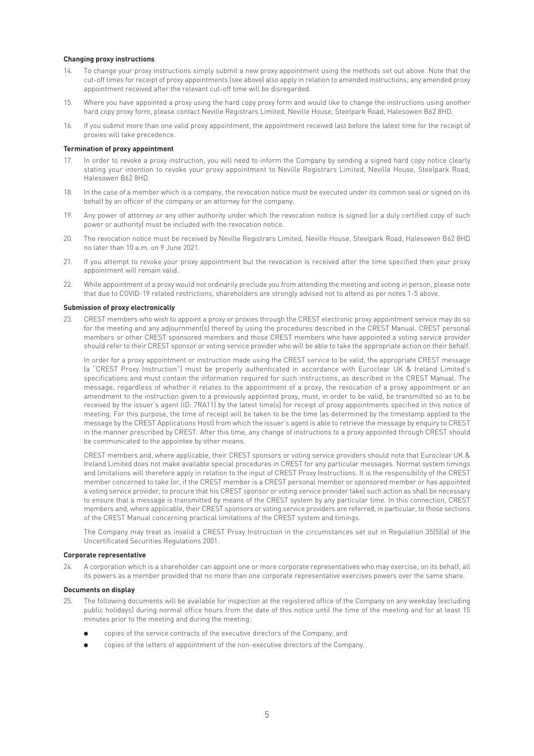**Changing proxy instructions**

14. To change your proxy instructions simply submit a new proxy appointment using the methods set out above. Note that the cut-off times for receipt of proxy appointments (see above) also apply in relation to amended instructions; any amended proxy appointment received after the relevant cut-off time will be disregarded.
15. Where you have appointed a proxy using the hard copy proxy form and would like to change the instructions using another hard copy proxy form, please contact Neville Registrars Limited, Neville House, Steelpark Road, Halesowen B62 8HD.
16. If you submit more than one valid proxy appointment, the appointment received last before the latest time for the receipt of proxies will take precedence.

**Termination of proxy appointment**

17. In order to revoke a proxy instruction, you will need to inform the Company by sending a signed hard copy notice clearly stating your intention to revoke your proxy appointment to Neville Registrars Limited, Neville House, Steelpark Road, Halesowen B62 8HD.
18. In the case of a member which is a company, the revocation notice must be executed under its common seal or signed on its behalf by an officer of the company or an attorney for the company.
19. Any power of attorney or any other authority under which the revocation notice is signed (or a duly certified copy of such power or authority) must be included with the revocation notice.
20. The revocation notice must be received by Neville Registrars Limited, Neville House, Steelpark Road, Halesowen B62 8HD no later than 10 a.m. on 9 June 2021.
21. If you attempt to revoke your proxy appointment but the revocation is received after the time specified then your proxy appointment will remain valid.
22. While appointment of a proxy would not ordinarily preclude you from attending the meeting and voting in person, please note that due to COVID-19 related restrictions, shareholders are strongly advised not to attend as per notes 1-5 above.

**Submission of proxy electronically**

23. CREST members who wish to appoint a proxy or proxies through the CREST electronic proxy appointment service may do so for the meeting and any adjournment(s) thereof by using the procedures described in the CREST Manual. CREST personal members or other CREST sponsored members and those CREST members who have appointed a voting service provider should refer to their CREST sponsor or voting service provider who will be able to take the appropriate action on their behalf.

    In order for a proxy appointment or instruction made using the CREST service to be valid, the appropriate CREST message (a "CREST Proxy Instruction") must be properly authenticated in accordance with Euroclear UK & Ireland Limited's specifications and must contain the information required for such instructions, as described in the CREST Manual. The message, regardless of whether it relates to the appointment of a proxy, the revocation of a proxy appointment or an amendment to the instruction given to a previously appointed proxy, must, in order to be valid, be transmitted so as to be received by the issuer's agent (ID: 7RA11) by the latest time(s) for receipt of proxy appointments specified in this notice of meeting. For this purpose, the time of receipt will be taken to be the time (as determined by the timestamp applied to the message by the CREST Applications Host) from which the issuer's agent is able to retrieve the message by enquiry to CREST in the manner prescribed by CREST. After this time, any change of instructions to a proxy appointed through CREST should be communicated to the appointee by other means.

    CREST members and, where applicable, their CREST sponsors or voting service providers should note that Euroclear UK & Ireland Limited does not make available special procedures in CREST for any particular messages. Normal system timings and limitations will therefore apply in relation to the input of CREST Proxy Instructions. It is the responsibility of the CREST member concerned to take (or, if the CREST member is a CREST personal member or sponsored member or has appointed a voting service provider, to procure that his CREST sponsor or voting service provider take) such action as shall be necessary to ensure that a message is transmitted by means of the CREST system by any particular time. In this connection, CREST members and, where applicable, their CREST sponsors or voting service providers are referred, in particular, to those sections of the CREST Manual concerning practical limitations of the CREST system and timings.

    The Company may treat as invalid a CREST Proxy Instruction in the circumstances set out in Regulation 35(5)(a) of the Uncertificated Securities Regulations 2001.

**Corporate representative**

24. A corporation which is a shareholder can appoint one or more corporate representatives who may exercise, on its behalf, all its powers as a member provided that no more than one corporate representative exercises powers over the same share.

**Documents on display**

25. The following documents will be available for inspection at the registered office of the Company on any weekday (excluding public holidays) during normal office hours from the date of this notice until the time of the meeting and for at least 15 minutes prior to the meeting and during the meeting:
    - copies of the service contracts of the executive directors of the Company; and
    - copies of the letters of appointment of the non-executive directors of the Company.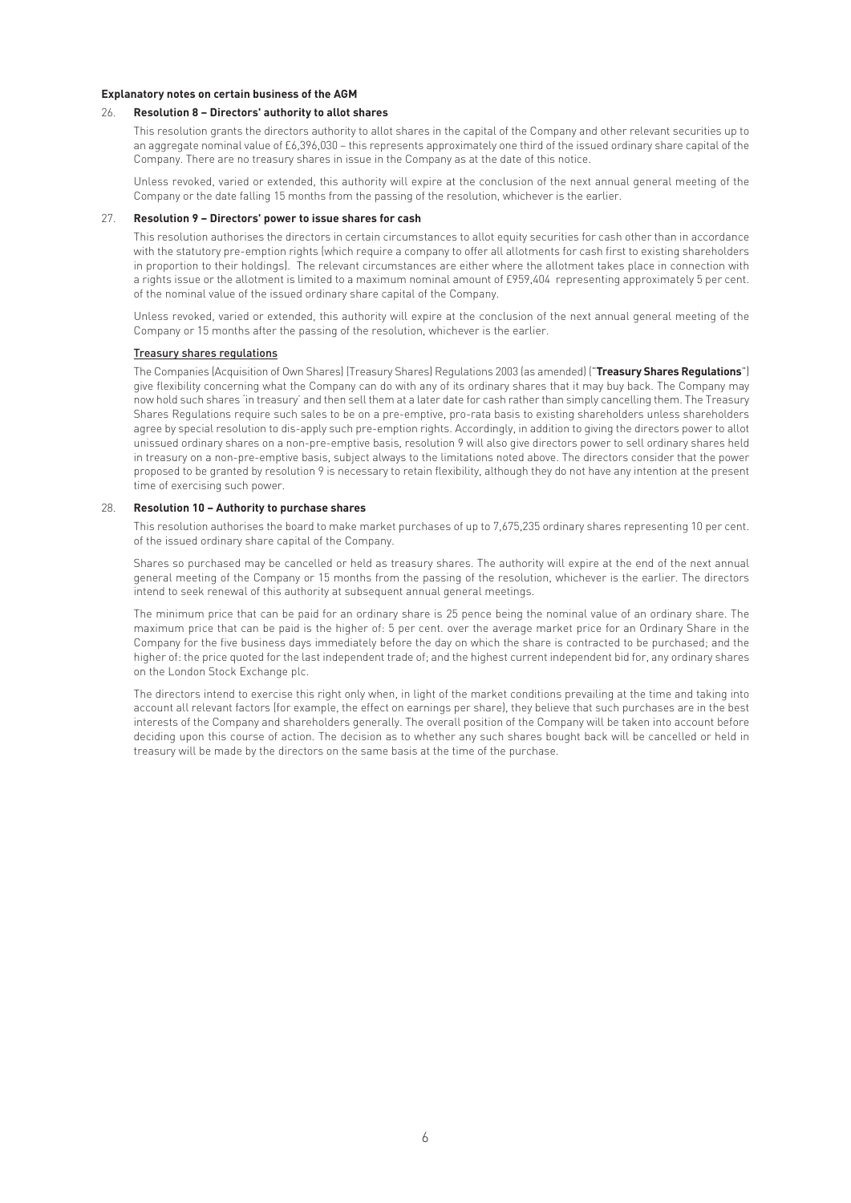**Explanatory notes on certain business of the AGM**

26. **Resolution 8 – Directors' authority to allot shares**

This resolution grants the directors authority to allot shares in the capital of the Company and other relevant securities up to an aggregate nominal value of £6,396,030 – this represents approximately one third of the issued ordinary share capital of the Company. There are no treasury shares in issue in the Company as at the date of this notice.

Unless revoked, varied or extended, this authority will expire at the conclusion of the next annual general meeting of the Company or the date falling 15 months from the passing of the resolution, whichever is the earlier.

27. **Resolution 9 – Directors' power to issue shares for cash**

This resolution authorises the directors in certain circumstances to allot equity securities for cash other than in accordance with the statutory pre-emption rights (which require a company to offer all allotments for cash first to existing shareholders in proportion to their holdings). The relevant circumstances are either where the allotment takes place in connection with a rights issue or the allotment is limited to a maximum nominal amount of £959,404 representing approximately 5 per cent. of the nominal value of the issued ordinary share capital of the Company.

Unless revoked, varied or extended, this authority will expire at the conclusion of the next annual general meeting of the Company or 15 months after the passing of the resolution, whichever is the earlier.

Treasury shares regulations

The Companies (Acquisition of Own Shares) (Treasury Shares) Regulations 2003 (as amended) ("**Treasury Shares Regulations**") give flexibility concerning what the Company can do with any of its ordinary shares that it may buy back. The Company may now hold such shares 'in treasury' and then sell them at a later date for cash rather than simply cancelling them. The Treasury Shares Regulations require such sales to be on a pre-emptive, pro-rata basis to existing shareholders unless shareholders agree by special resolution to dis-apply such pre-emption rights. Accordingly, in addition to giving the directors power to allot unissued ordinary shares on a non-pre-emptive basis, resolution 9 will also give directors power to sell ordinary shares held in treasury on a non-pre-emptive basis, subject always to the limitations noted above. The directors consider that the power proposed to be granted by resolution 9 is necessary to retain flexibility, although they do not have any intention at the present time of exercising such power.

28. **Resolution 10 – Authority to purchase shares**

This resolution authorises the board to make market purchases of up to 7,675,235 ordinary shares representing 10 per cent. of the issued ordinary share capital of the Company.

Shares so purchased may be cancelled or held as treasury shares. The authority will expire at the end of the next annual general meeting of the Company or 15 months from the passing of the resolution, whichever is the earlier. The directors intend to seek renewal of this authority at subsequent annual general meetings.

The minimum price that can be paid for an ordinary share is 25 pence being the nominal value of an ordinary share. The maximum price that can be paid is the higher of: 5 per cent. over the average market price for an Ordinary Share in the Company for the five business days immediately before the day on which the share is contracted to be purchased; and the higher of: the price quoted for the last independent trade of; and the highest current independent bid for, any ordinary shares on the London Stock Exchange plc.

The directors intend to exercise this right only when, in light of the market conditions prevailing at the time and taking into account all relevant factors (for example, the effect on earnings per share), they believe that such purchases are in the best interests of the Company and shareholders generally. The overall position of the Company will be taken into account before deciding upon this course of action. The decision as to whether any such shares bought back will be cancelled or held in treasury will be made by the directors on the same basis at the time of the purchase.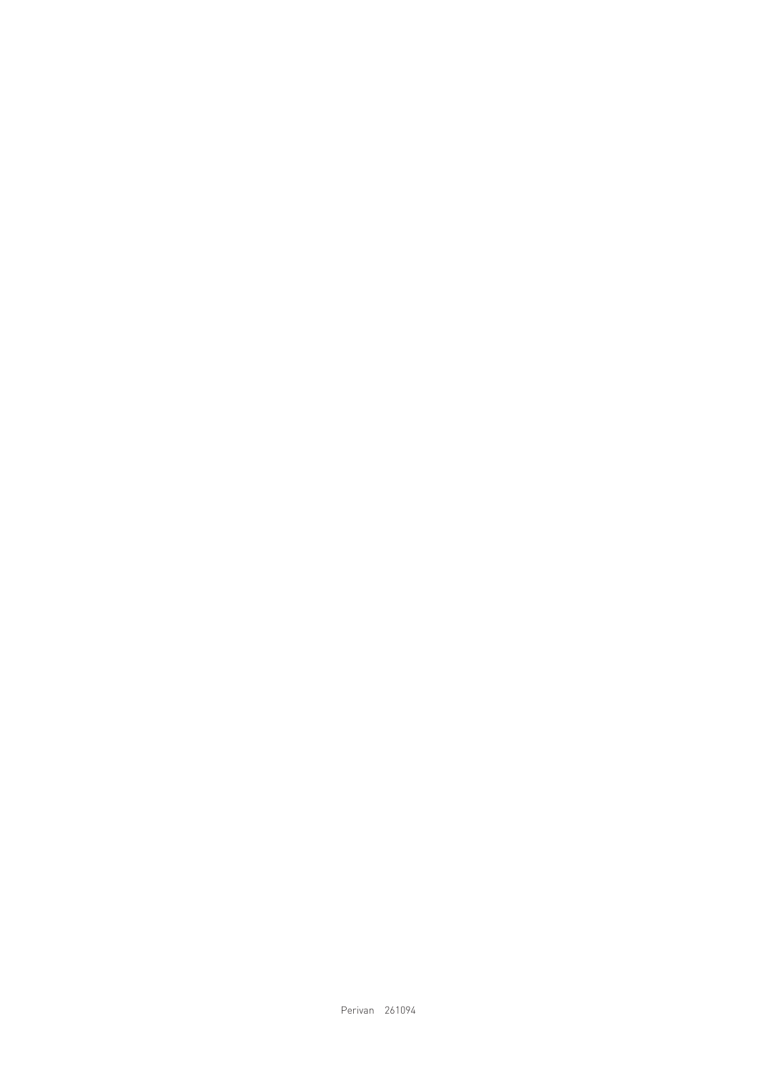Perivan 261094